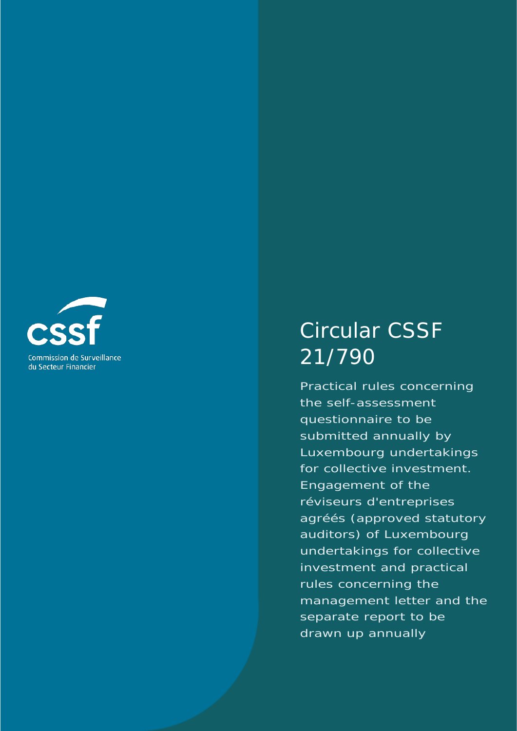cssf

Commission de Surveillance du Secteur Financier

# Circular CSSF 21/790

Practical rules concerning the self-assessment questionnaire to be submitted annually by Luxembourg undertakings for collective investment. Engagement of the réviseurs d'entreprises agréés (approved statutory auditors) of Luxembourg undertakings for collective investment and practical rules concerning the management letter and the separate report to be drawn up annually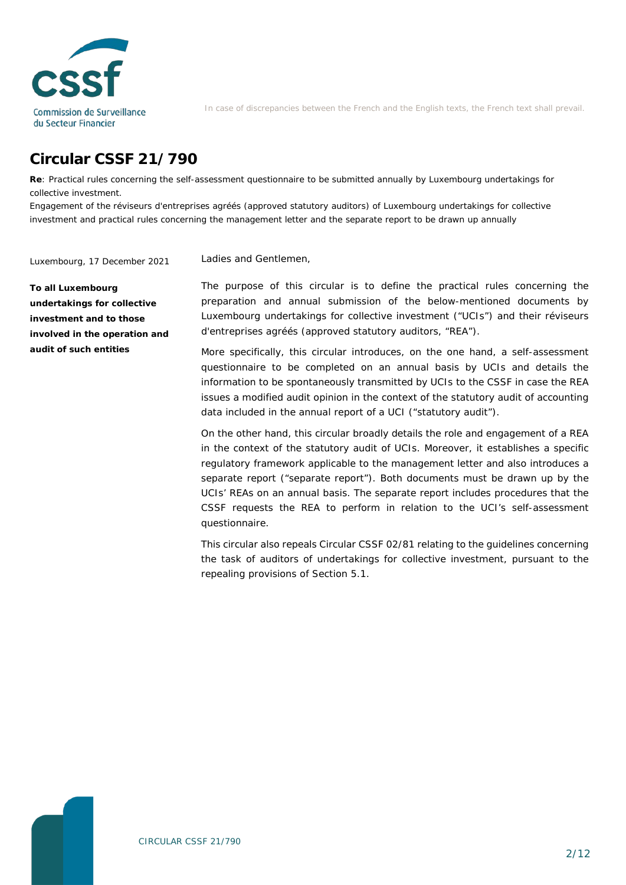In case of discrepancies between the French and the English texts, the French text shall prevail.

# Circular CSSF 21/790

**Re**: Practical rules concerning the self-assessment questionnaire to be submitted annually by Luxembourg undertakings for collective investment.

Engagement of the réviseurs d'entreprises agréés (approved statutory auditors) of Luxembourg undertakings for collective investment and practical rules concerning the management letter and the separate report to be drawn up annually

Luxembourg, 17 December 2021

**To all Luxembourg undertakings for collective investment and to those involved in the operation and audit of such entities**

Ladies and Gentlemen,

The purpose of this circular is to define the practical rules concerning the preparation and annual submission of the below-mentioned documents by Luxembourg undertakings for collective investment ("UCIs") and their réviseurs d'entreprises agréés (approved statutory auditors, "REA").

More specifically, this circular introduces, on the one hand, a self-assessment questionnaire to be completed on an annual basis by UCIs and details the information to be spontaneously transmitted by UCIs to the CSSF in case the REA issues a modified audit opinion in the context of the statutory audit of accounting data included in the annual report of a UCI ("statutory audit").

On the other hand, this circular broadly details the role and engagement of a REA in the context of the statutory audit of UCIs. Moreover, it establishes a specific regulatory framework applicable to the management letter and also introduces a separate report ("separate report"). Both documents must be drawn up by the UCIs' REAs on an annual basis. The separate report includes procedures that the CSSF requests the REA to perform in relation to the UCI's self-assessment questionnaire.

This circular also repeals Circular CSSF 02/81 relating to the guidelines concerning the task of auditors of undertakings for collective investment, pursuant to the repealing provisions of Section 5.1.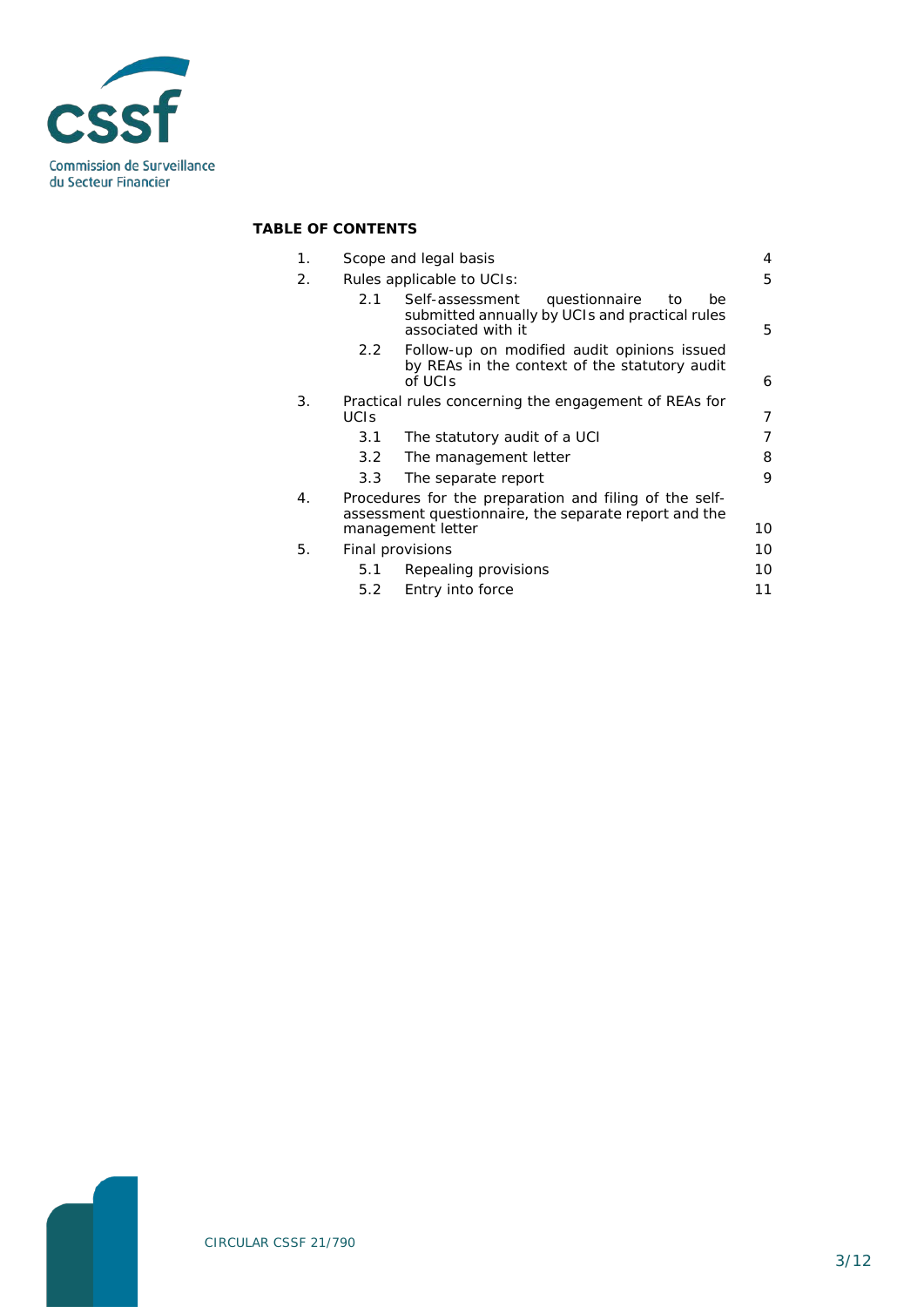**TABLE OF CONTENTS**

| | | |
|---|---|---|
| 1. | Scope and legal basis | 4 |
| 2. | Rules applicable to UCIs: | 5 |
| 2.1 | Self-assessment questionnaire to be submitted annually by UCIs and practical rules associated with it | 5 |
| 2.2 | Follow-up on modified audit opinions issued by REAs in the context of the statutory audit of UCIs | 6 |
| 3. | Practical rules concerning the engagement of REAs for UCIs | 7 |
| 3.1 | The statutory audit of a UCI | 7 |
| 3.2 | The management letter | 8 |
| 3.3 | The separate report | 9 |
| 4. | Procedures for the preparation and filing of the self-assessment questionnaire, the separate report and the management letter | 10 |
| 5. | Final provisions | 10 |
| 5.1 | Repealing provisions | 10 |
| 5.2 | Entry into force | 11 |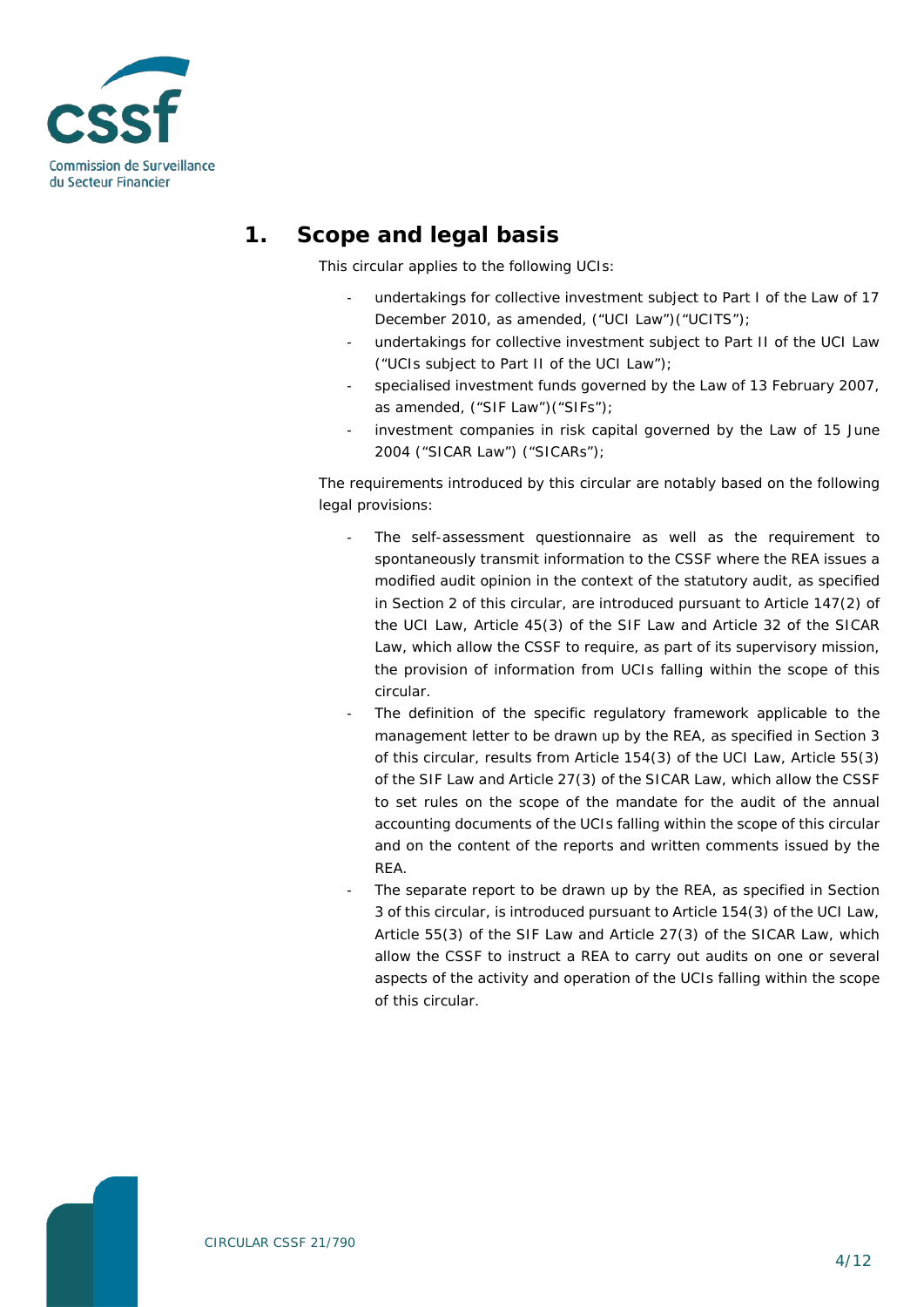## 1. Scope and legal basis

This circular applies to the following UCIs:

- undertakings for collective investment subject to Part I of the Law of 17 December 2010, as amended, ("UCI Law")("UCITS");
- undertakings for collective investment subject to Part II of the UCI Law ("UCIs subject to Part II of the UCI Law");
- specialised investment funds governed by the Law of 13 February 2007, as amended, ("SIF Law")("SIFs");
- investment companies in risk capital governed by the Law of 15 June 2004 ("SICAR Law") ("SICARs");

The requirements introduced by this circular are notably based on the following legal provisions:

- The self-assessment questionnaire as well as the requirement to spontaneously transmit information to the CSSF where the REA issues a modified audit opinion in the context of the statutory audit, as specified in Section 2 of this circular, are introduced pursuant to Article 147(2) of the UCI Law, Article 45(3) of the SIF Law and Article 32 of the SICAR Law, which allow the CSSF to require, as part of its supervisory mission, the provision of information from UCIs falling within the scope of this circular.
- The definition of the specific regulatory framework applicable to the management letter to be drawn up by the REA, as specified in Section 3 of this circular, results from Article 154(3) of the UCI Law, Article 55(3) of the SIF Law and Article 27(3) of the SICAR Law, which allow the CSSF to set rules on the scope of the mandate for the audit of the annual accounting documents of the UCIs falling within the scope of this circular and on the content of the reports and written comments issued by the REA.
- The separate report to be drawn up by the REA, as specified in Section 3 of this circular, is introduced pursuant to Article 154(3) of the UCI Law, Article 55(3) of the SIF Law and Article 27(3) of the SICAR Law, which allow the CSSF to instruct a REA to carry out audits on one or several aspects of the activity and operation of the UCIs falling within the scope of this circular.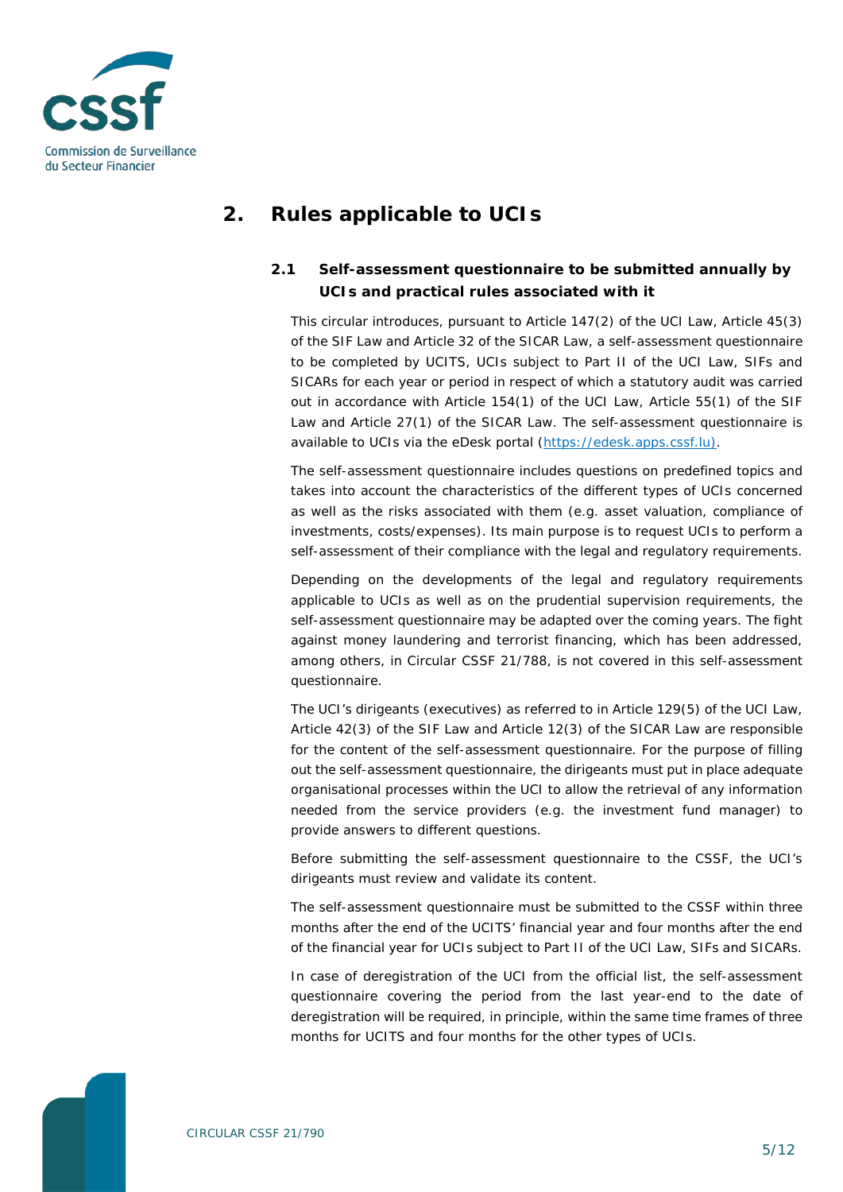## 2. Rules applicable to UCIs

### 2.1 Self-assessment questionnaire to be submitted annually by UCIs and practical rules associated with it

This circular introduces, pursuant to Article 147(2) of the UCI Law, Article 45(3) of the SIF Law and Article 32 of the SICAR Law, a self-assessment questionnaire to be completed by UCITS, UCIs subject to Part II of the UCI Law, SIFs and SICARs for each year or period in respect of which a statutory audit was carried out in accordance with Article 154(1) of the UCI Law, Article 55(1) of the SIF Law and Article 27(1) of the SICAR Law. The self-assessment questionnaire is available to UCIs via the eDesk portal (https://edesk.apps.cssf.lu).

The self-assessment questionnaire includes questions on predefined topics and takes into account the characteristics of the different types of UCIs concerned as well as the risks associated with them (e.g. asset valuation, compliance of investments, costs/expenses). Its main purpose is to request UCIs to perform a self-assessment of their compliance with the legal and regulatory requirements.

Depending on the developments of the legal and regulatory requirements applicable to UCIs as well as on the prudential supervision requirements, the self-assessment questionnaire may be adapted over the coming years. The fight against money laundering and terrorist financing, which has been addressed, among others, in Circular CSSF 21/788, is not covered in this self-assessment questionnaire.

The UCI's dirigeants (executives) as referred to in Article 129(5) of the UCI Law, Article 42(3) of the SIF Law and Article 12(3) of the SICAR Law are responsible for the content of the self-assessment questionnaire. For the purpose of filling out the self-assessment questionnaire, the dirigeants must put in place adequate organisational processes within the UCI to allow the retrieval of any information needed from the service providers (e.g. the investment fund manager) to provide answers to different questions.

Before submitting the self-assessment questionnaire to the CSSF, the UCI's dirigeants must review and validate its content.

The self-assessment questionnaire must be submitted to the CSSF within three months after the end of the UCITS' financial year and four months after the end of the financial year for UCIs subject to Part II of the UCI Law, SIFs and SICARs.

In case of deregistration of the UCI from the official list, the self-assessment questionnaire covering the period from the last year-end to the date of deregistration will be required, in principle, within the same time frames of three months for UCITS and four months for the other types of UCIs.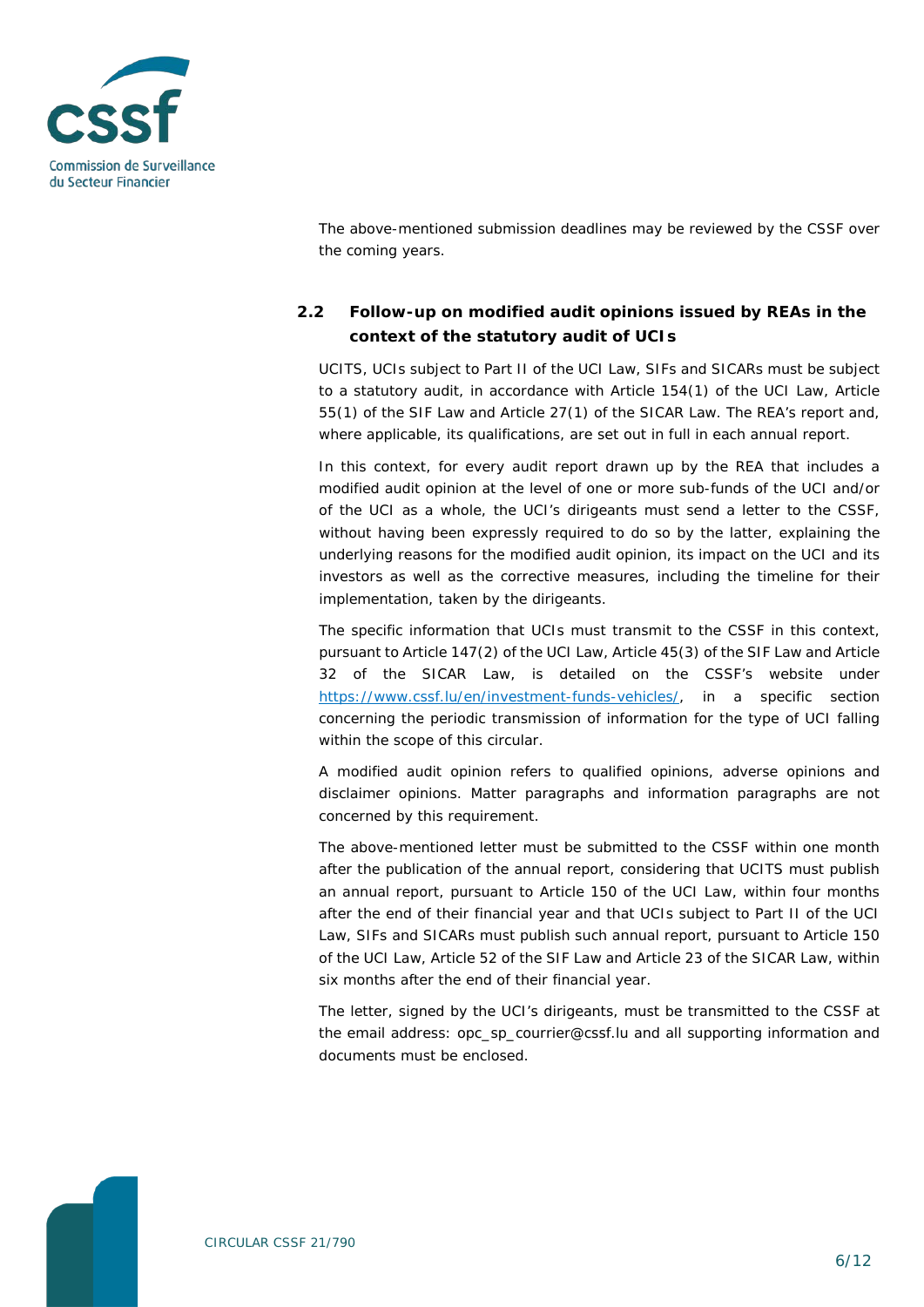The above-mentioned submission deadlines may be reviewed by the CSSF over the coming years.

### 2.2 Follow-up on modified audit opinions issued by REAs in the context of the statutory audit of UCIs

UCITS, UCIs subject to Part II of the UCI Law, SIFs and SICARs must be subject to a statutory audit, in accordance with Article 154(1) of the UCI Law, Article 55(1) of the SIF Law and Article 27(1) of the SICAR Law. The REA's report and, where applicable, its qualifications, are set out in full in each annual report.

In this context, for every audit report drawn up by the REA that includes a modified audit opinion at the level of one or more sub-funds of the UCI and/or of the UCI as a whole, the UCI's dirigeants must send a letter to the CSSF, without having been expressly required to do so by the latter, explaining the underlying reasons for the modified audit opinion, its impact on the UCI and its investors as well as the corrective measures, including the timeline for their implementation, taken by the dirigeants.

The specific information that UCIs must transmit to the CSSF in this context, pursuant to Article 147(2) of the UCI Law, Article 45(3) of the SIF Law and Article 32 of the SICAR Law, is detailed on the CSSF's website under [https://www.cssf.lu/en/investment-funds-vehicles/](https://www.cssf.lu/en/investment-funds-vehicles/), in a specific section concerning the periodic transmission of information for the type of UCI falling within the scope of this circular.

A modified audit opinion refers to qualified opinions, adverse opinions and disclaimer opinions. Matter paragraphs and information paragraphs are not concerned by this requirement.

The above-mentioned letter must be submitted to the CSSF within one month after the publication of the annual report, considering that UCITS must publish an annual report, pursuant to Article 150 of the UCI Law, within four months after the end of their financial year and that UCIs subject to Part II of the UCI Law, SIFs and SICARs must publish such annual report, pursuant to Article 150 of the UCI Law, Article 52 of the SIF Law and Article 23 of the SICAR Law, within six months after the end of their financial year.

The letter, signed by the UCI's dirigeants, must be transmitted to the CSSF at the email address: opc_sp_courrier@cssf.lu and all supporting information and documents must be enclosed.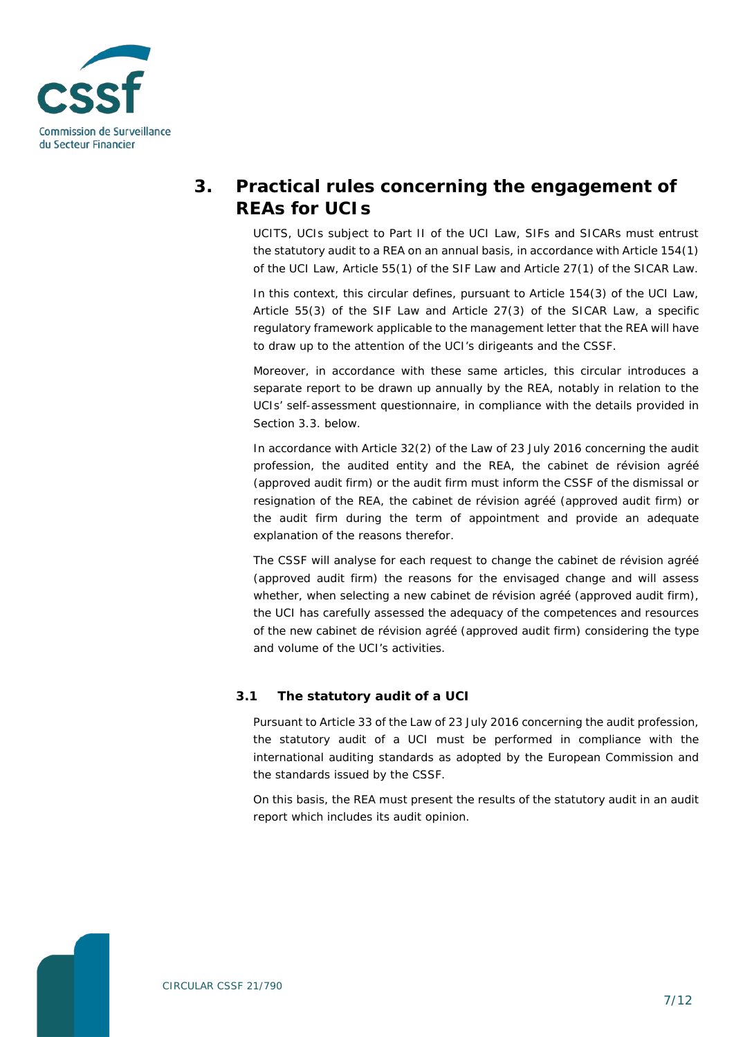# 3. Practical rules concerning the engagement of REAs for UCIs

UCITS, UCIs subject to Part II of the UCI Law, SIFs and SICARs must entrust the statutory audit to a REA on an annual basis, in accordance with Article 154(1) of the UCI Law, Article 55(1) of the SIF Law and Article 27(1) of the SICAR Law.

In this context, this circular defines, pursuant to Article 154(3) of the UCI Law, Article 55(3) of the SIF Law and Article 27(3) of the SICAR Law, a specific regulatory framework applicable to the management letter that the REA will have to draw up to the attention of the UCI's dirigeants and the CSSF.

Moreover, in accordance with these same articles, this circular introduces a separate report to be drawn up annually by the REA, notably in relation to the UCIs' self-assessment questionnaire, in compliance with the details provided in Section 3.3. below.

In accordance with Article 32(2) of the Law of 23 July 2016 concerning the audit profession, the audited entity and the REA, the cabinet de révision agréé (approved audit firm) or the audit firm must inform the CSSF of the dismissal or resignation of the REA, the cabinet de révision agréé (approved audit firm) or the audit firm during the term of appointment and provide an adequate explanation of the reasons therefor.

The CSSF will analyse for each request to change the cabinet de révision agréé (approved audit firm) the reasons for the envisaged change and will assess whether, when selecting a new cabinet de révision agréé (approved audit firm), the UCI has carefully assessed the adequacy of the competences and resources of the new cabinet de révision agréé (approved audit firm) considering the type and volume of the UCI's activities.

## 3.1 The statutory audit of a UCI

Pursuant to Article 33 of the Law of 23 July 2016 concerning the audit profession, the statutory audit of a UCI must be performed in compliance with the international auditing standards as adopted by the European Commission and the standards issued by the CSSF.

On this basis, the REA must present the results of the statutory audit in an audit report which includes its audit opinion.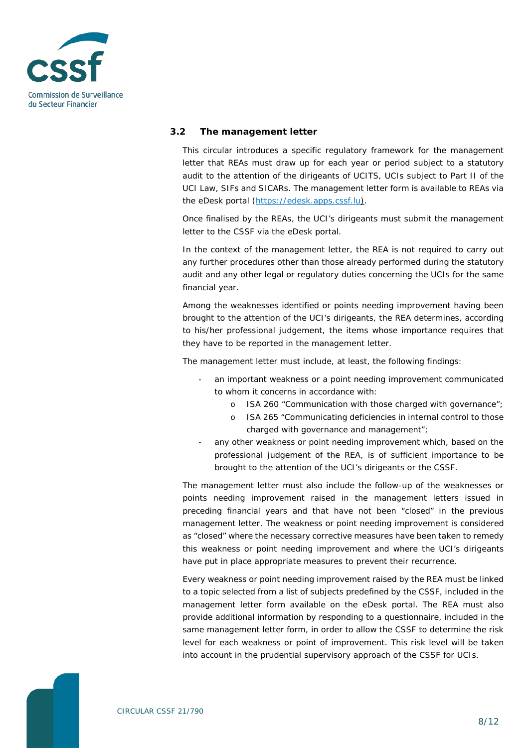### 3.2 The management letter

This circular introduces a specific regulatory framework for the management letter that REAs must draw up for each year or period subject to a statutory audit to the attention of the dirigeants of UCITS, UCIs subject to Part II of the UCI Law, SIFs and SICARs. The management letter form is available to REAs via the eDesk portal (https://edesk.apps.cssf.lu).

Once finalised by the REAs, the UCI's dirigeants must submit the management letter to the CSSF via the eDesk portal.

In the context of the management letter, the REA is not required to carry out any further procedures other than those already performed during the statutory audit and any other legal or regulatory duties concerning the UCIs for the same financial year.

Among the weaknesses identified or points needing improvement having been brought to the attention of the UCI's dirigeants, the REA determines, according to his/her professional judgement, the items whose importance requires that they have to be reported in the management letter.

The management letter must include, at least, the following findings:

- an important weakness or a point needing improvement communicated to whom it concerns in accordance with:
  - ISA 260 "Communication with those charged with governance";
  - ISA 265 "Communicating deficiencies in internal control to those charged with governance and management";
- any other weakness or point needing improvement which, based on the professional judgement of the REA, is of sufficient importance to be brought to the attention of the UCI's dirigeants or the CSSF.

The management letter must also include the follow-up of the weaknesses or points needing improvement raised in the management letters issued in preceding financial years and that have not been "closed" in the previous management letter. The weakness or point needing improvement is considered as "closed" where the necessary corrective measures have been taken to remedy this weakness or point needing improvement and where the UCI's dirigeants have put in place appropriate measures to prevent their recurrence.

Every weakness or point needing improvement raised by the REA must be linked to a topic selected from a list of subjects predefined by the CSSF, included in the management letter form available on the eDesk portal. The REA must also provide additional information by responding to a questionnaire, included in the same management letter form, in order to allow the CSSF to determine the risk level for each weakness or point of improvement. This risk level will be taken into account in the prudential supervisory approach of the CSSF for UCIs.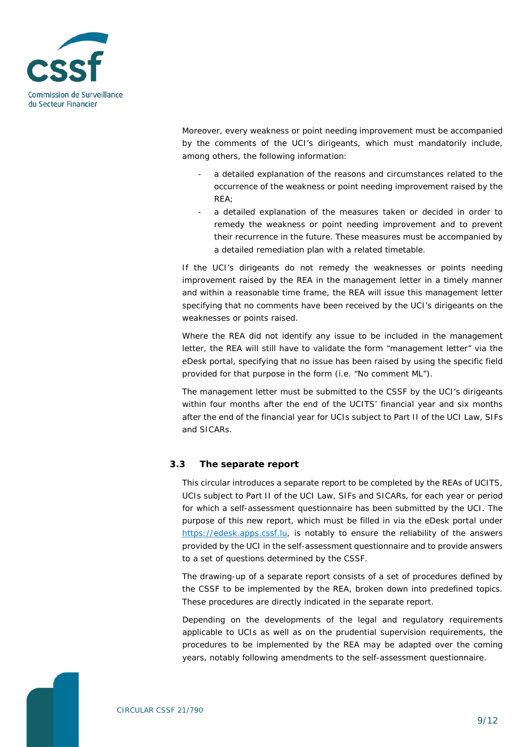Moreover, every weakness or point needing improvement must be accompanied by the comments of the UCI's dirigeants, which must mandatorily include, among others, the following information:

- a detailed explanation of the reasons and circumstances related to the occurrence of the weakness or point needing improvement raised by the REA;
- a detailed explanation of the measures taken or decided in order to remedy the weakness or point needing improvement and to prevent their recurrence in the future. These measures must be accompanied by a detailed remediation plan with a related timetable.

If the UCI's dirigeants do not remedy the weaknesses or points needing improvement raised by the REA in the management letter in a timely manner and within a reasonable time frame, the REA will issue this management letter specifying that no comments have been received by the UCI's dirigeants on the weaknesses or points raised.

Where the REA did not identify any issue to be included in the management letter, the REA will still have to validate the form "management letter" via the eDesk portal, specifying that no issue has been raised by using the specific field provided for that purpose in the form (i.e. "No comment ML").

The management letter must be submitted to the CSSF by the UCI's dirigeants within four months after the end of the UCITS' financial year and six months after the end of the financial year for UCIs subject to Part II of the UCI Law, SIFs and SICARs.

### 3.3 The separate report

This circular introduces a separate report to be completed by the REAs of UCITS, UCIs subject to Part II of the UCI Law, SIFs and SICARs, for each year or period for which a self-assessment questionnaire has been submitted by the UCI. The purpose of this new report, which must be filled in via the eDesk portal under https://edesk.apps.cssf.lu, is notably to ensure the reliability of the answers provided by the UCI in the self-assessment questionnaire and to provide answers to a set of questions determined by the CSSF.

The drawing-up of a separate report consists of a set of procedures defined by the CSSF to be implemented by the REA, broken down into predefined topics. These procedures are directly indicated in the separate report.

Depending on the developments of the legal and regulatory requirements applicable to UCIs as well as on the prudential supervision requirements, the procedures to be implemented by the REA may be adapted over the coming years, notably following amendments to the self-assessment questionnaire.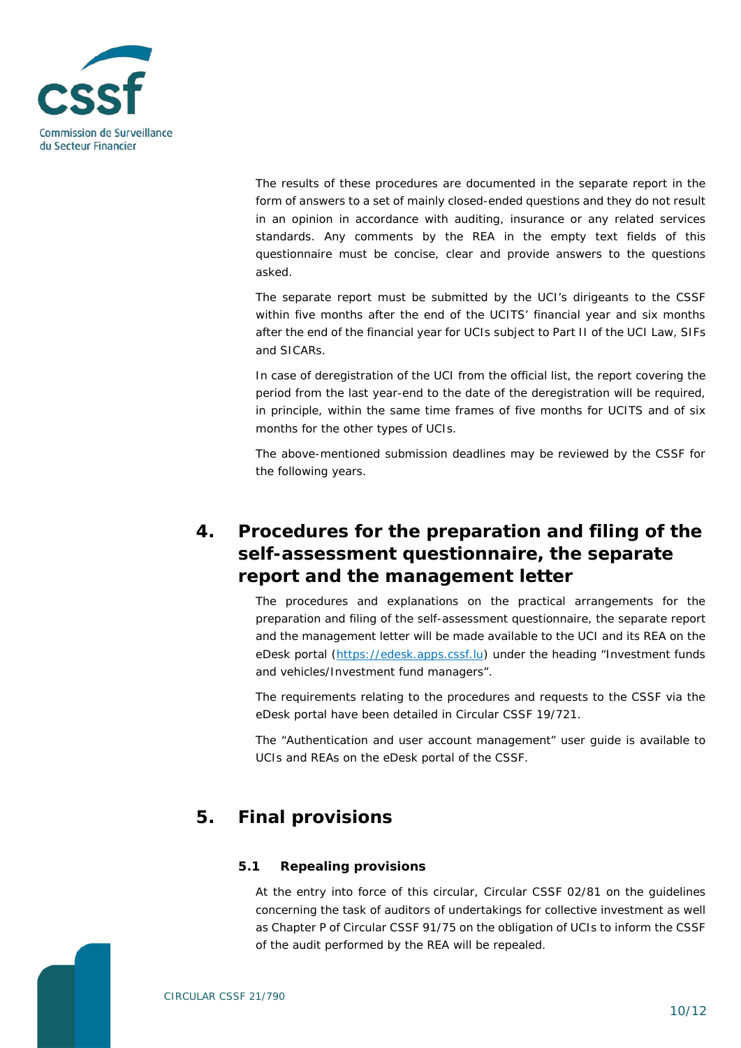The results of these procedures are documented in the separate report in the form of answers to a set of mainly closed-ended questions and they do not result in an opinion in accordance with auditing, insurance or any related services standards. Any comments by the REA in the empty text fields of this questionnaire must be concise, clear and provide answers to the questions asked.

The separate report must be submitted by the UCI's dirigeants to the CSSF within five months after the end of the UCITS' financial year and six months after the end of the financial year for UCIs subject to Part II of the UCI Law, SIFs and SICARs.

In case of deregistration of the UCI from the official list, the report covering the period from the last year-end to the date of the deregistration will be required, in principle, within the same time frames of five months for UCITS and of six months for the other types of UCIs.

The above-mentioned submission deadlines may be reviewed by the CSSF for the following years.

# 4. Procedures for the preparation and filing of the self-assessment questionnaire, the separate report and the management letter

The procedures and explanations on the practical arrangements for the preparation and filing of the self-assessment questionnaire, the separate report and the management letter will be made available to the UCI and its REA on the eDesk portal ([https://edesk.apps.cssf.lu](https://edesk.apps.cssf.lu)) under the heading "Investment funds and vehicles/Investment fund managers".

The requirements relating to the procedures and requests to the CSSF via the eDesk portal have been detailed in Circular CSSF 19/721.

The "Authentication and user account management" user guide is available to UCIs and REAs on the eDesk portal of the CSSF.

# 5. Final provisions

## 5.1 Repealing provisions

At the entry into force of this circular, Circular CSSF 02/81 on the guidelines concerning the task of auditors of undertakings for collective investment as well as Chapter P of Circular CSSF 91/75 on the obligation of UCIs to inform the CSSF of the audit performed by the REA will be repealed.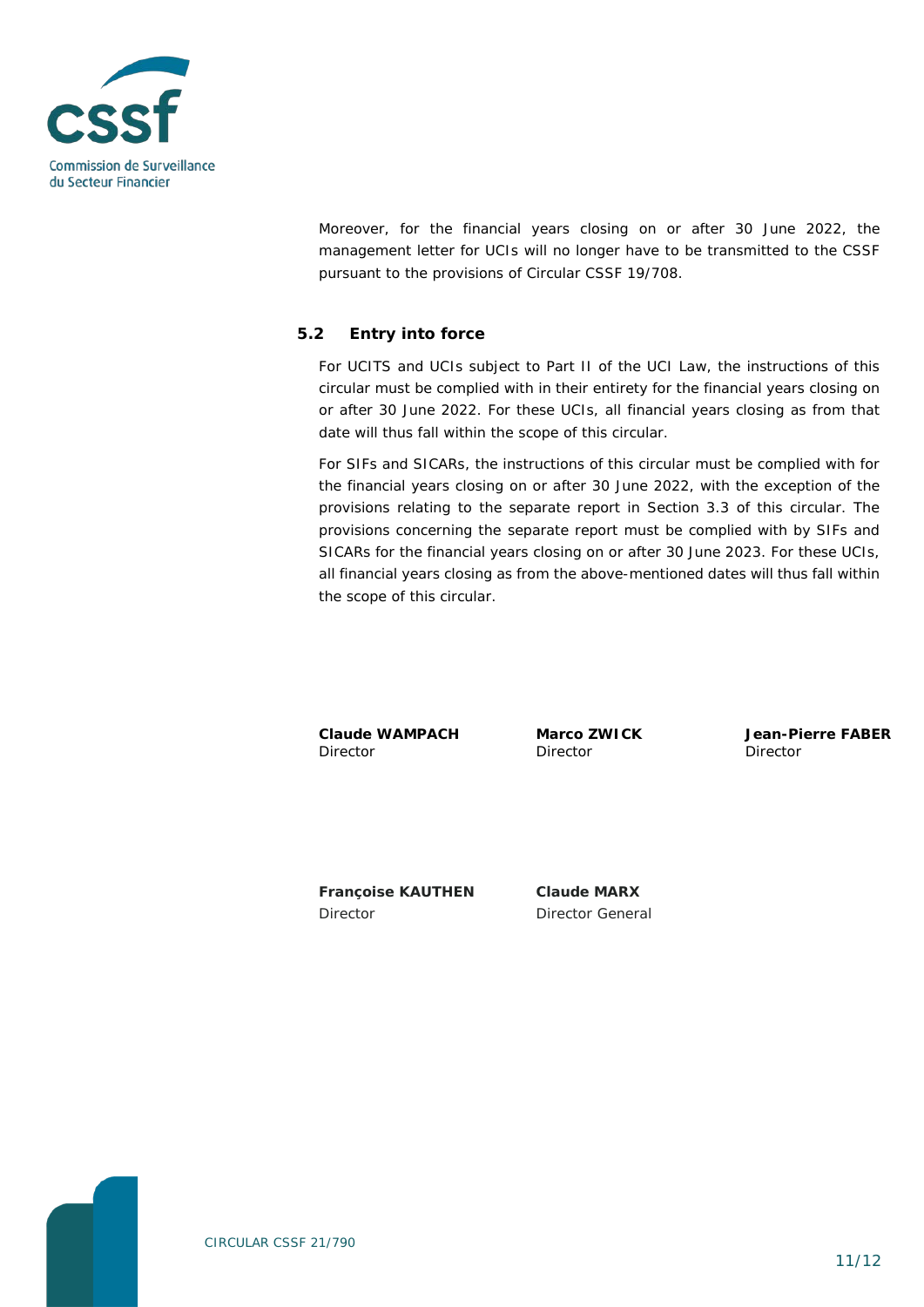Moreover, for the financial years closing on or after 30 June 2022, the management letter for UCIs will no longer have to be transmitted to the CSSF pursuant to the provisions of Circular CSSF 19/708.

### 5.2 Entry into force

For UCITS and UCIs subject to Part II of the UCI Law, the instructions of this circular must be complied with in their entirety for the financial years closing on or after 30 June 2022. For these UCIs, all financial years closing as from that date will thus fall within the scope of this circular.

For SIFs and SICARs, the instructions of this circular must be complied with for the financial years closing on or after 30 June 2022, with the exception of the provisions relating to the separate report in Section 3.3 of this circular. The provisions concerning the separate report must be complied with by SIFs and SICARs for the financial years closing on or after 30 June 2023. For these UCIs, all financial years closing as from the above-mentioned dates will thus fall within the scope of this circular.

**Claude WAMPACH**
Director

**Marco ZWICK**
Director

**Jean-Pierre FABER**
Director

**Françoise KAUTHEN**
Director

**Claude MARX**
Director General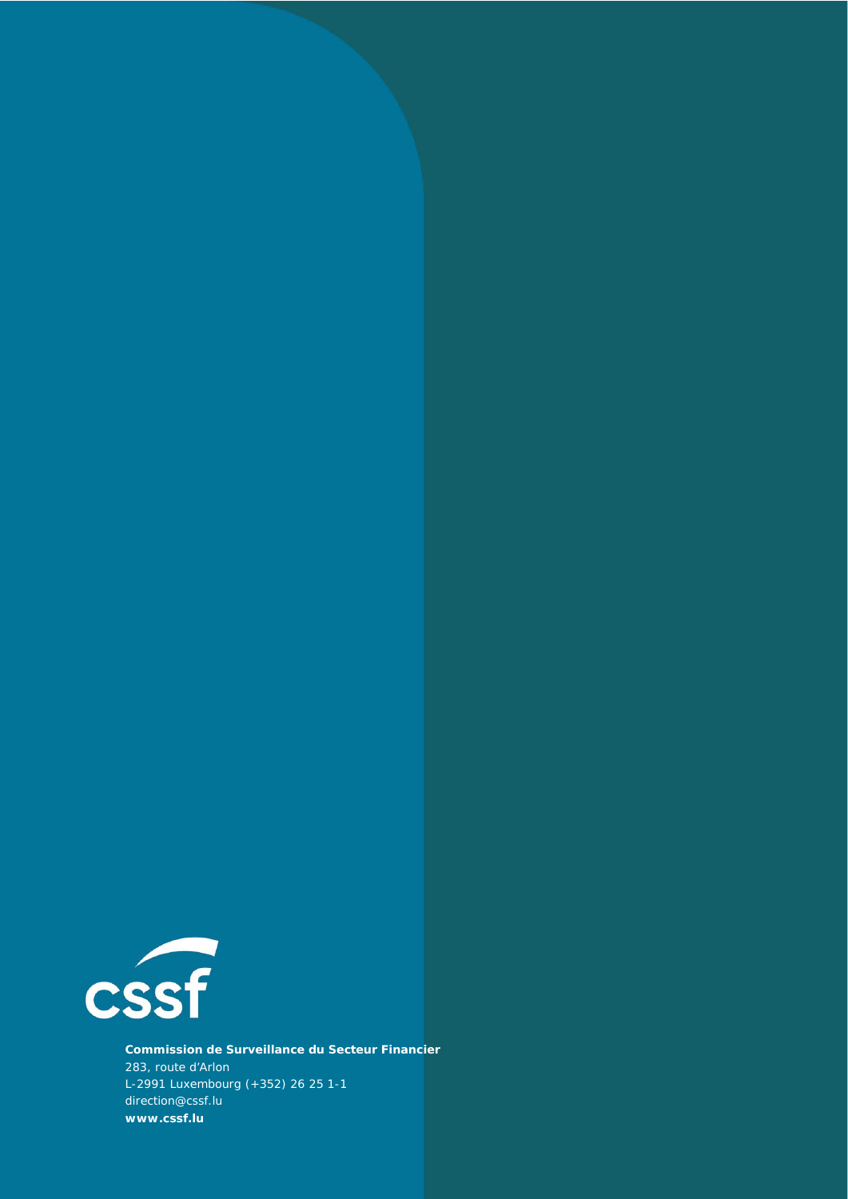**Commission de Surveillance du Secteur Financier**
283, route d'Arlon
L-2991 Luxembourg (+352) 26 25 1-1
direction@cssf.lu
**www.cssf.lu**